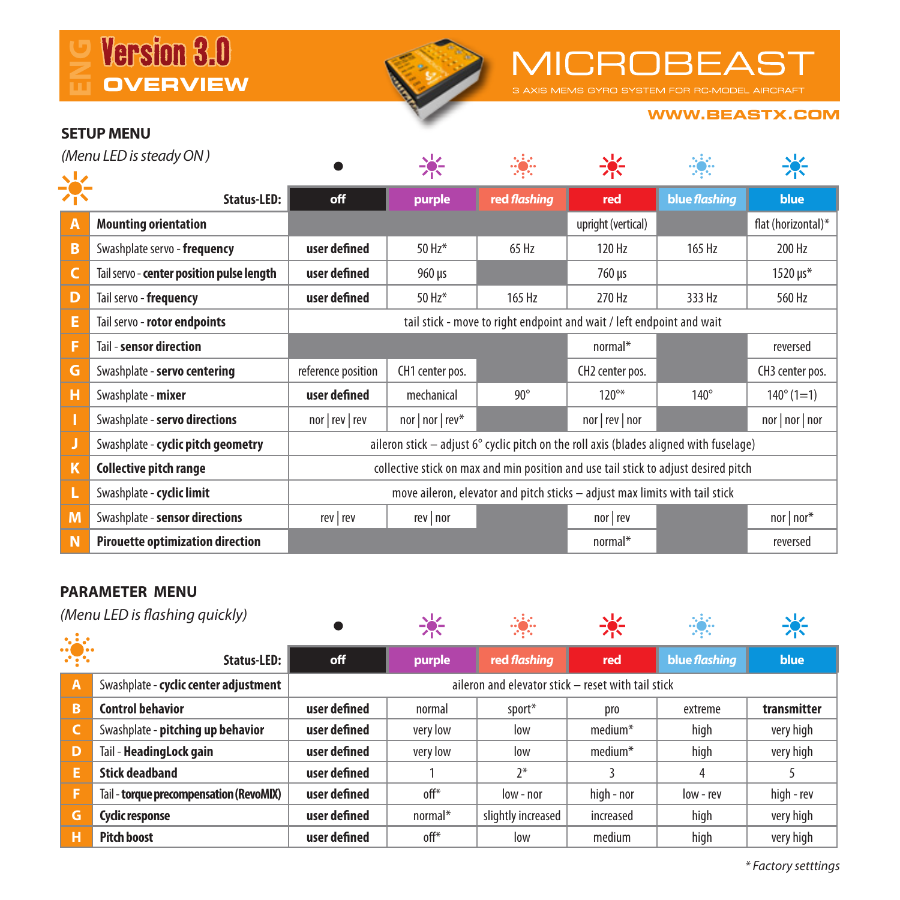# Version 3.0 OVERVIEW

# MICROBEAST

3 AXIS MEMS GYRO SYSTEM FOR RC-MODEL AIRCRAFT

WWW.BEASTX.COM

## SETUP MENU

*(Menu LED is steady ON )*

| | Status-LED: | off | purple | red *flashing* | red | blue *flashing* | blue |
|---|---|---|---|---|---|---|---|
| A | **Mounting orientation** | | | | upright (vertical) | | flat (horizontal)* |
| B | Swashplate servo - **frequency** | **user defined** | 50 Hz* | 65 Hz | 120 Hz | 165 Hz | 200 Hz |
| C | Tail servo - **center position pulse length** | **user defined** | 960 µs | | 760 µs | | 1520 µs* |
| D | Tail servo - **frequency** | **user defined** | 50 Hz* | 165 Hz | 270 Hz | 333 Hz | 560 Hz |
| E | Tail servo - **rotor endpoints** | tail stick - move to right endpoint and wait / left endpoint and wait | | | | | |
| F | Tail - **sensor direction** | | | | normal* | | reversed |
| G | Swashplate - **servo centering** | reference position | CH1 center pos. | | CH2 center pos. | | CH3 center pos. |
| H | Swashplate - **mixer** | **user defined** | mechanical | 90° | 120°* | 140° | 140° (1=1) |
| I | Swashplate - **servo directions** | nor \| rev \| rev | nor \| nor \| rev* | | nor \| rev \| nor | | nor \| nor \| nor |
| J | Swashplate - **cyclic pitch geometry** | aileron stick – adjust 6° cyclic pitch on the roll axis (blades aligned with fuselage) | | | | | |
| K | **Collective pitch range** | collective stick on max and min position and use tail stick to adjust desired pitch | | | | | |
| L | Swashplate - **cyclic limit** | move aileron, elevator and pitch sticks – adjust max limits with tail stick | | | | | |
| M | Swashplate - **sensor directions** | rev \| rev | rev \| nor | | nor \| rev | | nor \| nor* |
| N | **Pirouette optimization direction** | | | | normal* | | reversed |

## PARAMETER MENU

*(Menu LED is flashing quickly)*

| | Status-LED: | off | purple | red *flashing* | red | blue *flashing* | blue |
|---|---|---|---|---|---|---|---|
| A | Swashplate - **cyclic center adjustment** | aileron and elevator stick – reset with tail stick | | | | | |
| B | **Control behavior** | **user defined** | normal | sport* | pro | extreme | **transmitter** |
| C | Swashplate - **pitching up behavior** | **user defined** | very low | low | medium* | high | very high |
| D | Tail - **HeadingLock gain** | **user defined** | very low | low | medium* | high | very high |
| E | **Stick deadband** | **user defined** | 1 | 2* | 3 | 4 | 5 |
| F | Tail - **torque precompensation (RevoMIX)** | **user defined** | off* | low - nor | high - nor | low - rev | high - rev |
| G | **Cyclic response** | **user defined** | normal* | slightly increased | increased | high | very high |
| H | **Pitch boost** | **user defined** | off* | low | medium | high | very high |

*\* Factory setttings*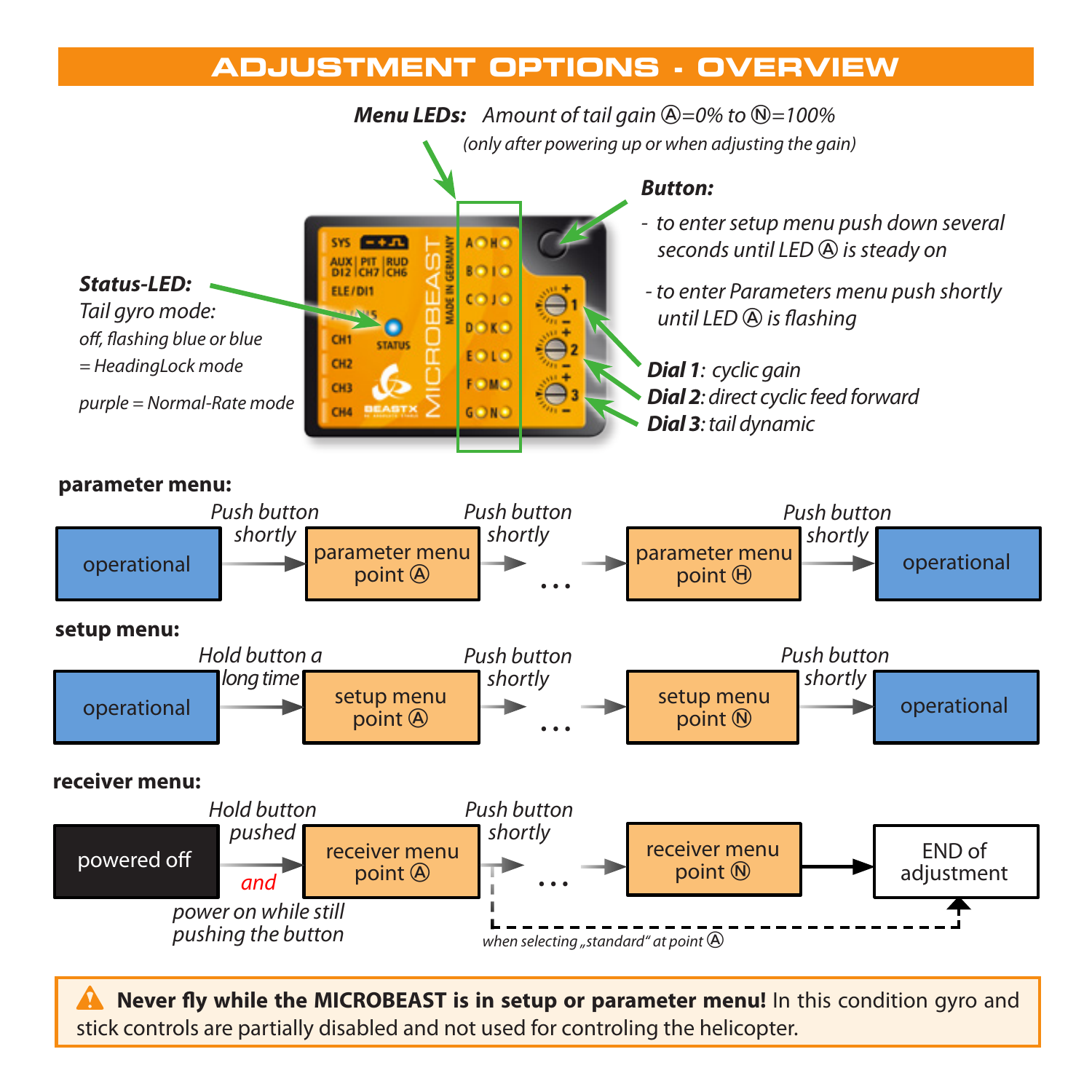# ADJUSTMENT OPTIONS - OVERVIEW

***Menu LEDs:*** *Amount of tail gain Ⓐ=0% to Ⓝ=100%*
*(only after powering up or when adjusting the gain)*

***Button:***

- *to enter setup menu push down several seconds until LED Ⓐ is steady on*
- *to enter Parameters menu push shortly until LED Ⓐ is flashing*

***Status-LED:***
*Tail gyro mode:*
*off, flashing blue or blue = HeadingLock mode*

*purple = Normal-Rate mode*

***Dial 1**: cyclic gain*
***Dial 2**: direct cyclic feed forward*
***Dial 3**: tail dynamic*

SYS
AUX DI2 | PIT CH7 | RUD CH6
ELE/DI1
CH1
CH2
CH3
CH4
STATUS
MICROBEAST
MADE IN GERMANY
BEASTX
A B C D E F G H I J K L M N
1 2 3
+ -

**parameter menu:**

operational → *Push button shortly* → parameter menu point Ⓐ → *Push button shortly* → … → parameter menu point Ⓗ → *Push button shortly* → operational

**setup menu:**

operational → *Hold button a long time* → setup menu point Ⓐ → *Push button shortly* → … → setup menu point Ⓝ → *Push button shortly* → operational

**receiver menu:**

powered off → *Hold button pushed* *and* *power on while still pushing the button* → receiver menu point Ⓐ → *Push button shortly* → … → receiver menu point Ⓝ → END of adjustment

*when selecting „standard" at point Ⓐ*

⚠ **Never fly while the MICROBEAST is in setup or parameter menu!** In this condition gyro and stick controls are partially disabled and not used for controling the helicopter.